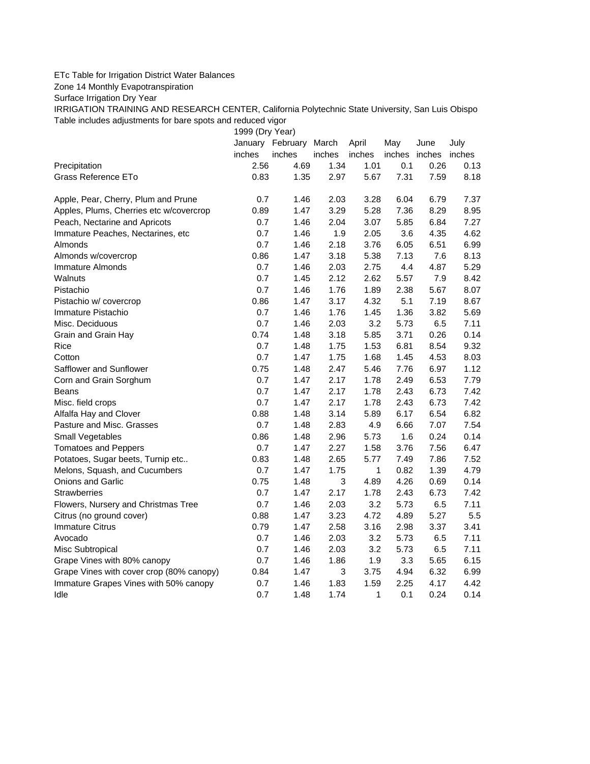ETc Table for Irrigation District Water Balances

Zone 14 Monthly Evapotranspiration

Surface Irrigation Dry Year

IRRIGATION TRAINING AND RESEARCH CENTER, California Polytechnic State University, San Luis Obispo

Table includes adjustments for bare spots and reduced vigor

| | 1999 (Dry Year) | | | | | | |
|---|---|---|---|---|---|---|---|
| | January | February | March | April | May | June | July |
| | inches | inches | inches | inches | inches | inches | inches |
| Precipitation | 2.56 | 4.69 | 1.34 | 1.01 | 0.1 | 0.26 | 0.13 |
| Grass Reference ETo | 0.83 | 1.35 | 2.97 | 5.67 | 7.31 | 7.59 | 8.18 |
| | | | | | | | |
| Apple, Pear, Cherry, Plum and Prune | 0.7 | 1.46 | 2.03 | 3.28 | 6.04 | 6.79 | 7.37 |
| Apples, Plums, Cherries etc w/covercrop | 0.89 | 1.47 | 3.29 | 5.28 | 7.36 | 8.29 | 8.95 |
| Peach, Nectarine and Apricots | 0.7 | 1.46 | 2.04 | 3.07 | 5.85 | 6.84 | 7.27 |
| Immature Peaches, Nectarines, etc | 0.7 | 1.46 | 1.9 | 2.05 | 3.6 | 4.35 | 4.62 |
| Almonds | 0.7 | 1.46 | 2.18 | 3.76 | 6.05 | 6.51 | 6.99 |
| Almonds w/covercrop | 0.86 | 1.47 | 3.18 | 5.38 | 7.13 | 7.6 | 8.13 |
| Immature Almonds | 0.7 | 1.46 | 2.03 | 2.75 | 4.4 | 4.87 | 5.29 |
| Walnuts | 0.7 | 1.45 | 2.12 | 2.62 | 5.57 | 7.9 | 8.42 |
| Pistachio | 0.7 | 1.46 | 1.76 | 1.89 | 2.38 | 5.67 | 8.07 |
| Pistachio w/ covercrop | 0.86 | 1.47 | 3.17 | 4.32 | 5.1 | 7.19 | 8.67 |
| Immature Pistachio | 0.7 | 1.46 | 1.76 | 1.45 | 1.36 | 3.82 | 5.69 |
| Misc. Deciduous | 0.7 | 1.46 | 2.03 | 3.2 | 5.73 | 6.5 | 7.11 |
| Grain and Grain Hay | 0.74 | 1.48 | 3.18 | 5.85 | 3.71 | 0.26 | 0.14 |
| Rice | 0.7 | 1.48 | 1.75 | 1.53 | 6.81 | 8.54 | 9.32 |
| Cotton | 0.7 | 1.47 | 1.75 | 1.68 | 1.45 | 4.53 | 8.03 |
| Safflower and Sunflower | 0.75 | 1.48 | 2.47 | 5.46 | 7.76 | 6.97 | 1.12 |
| Corn and Grain Sorghum | 0.7 | 1.47 | 2.17 | 1.78 | 2.49 | 6.53 | 7.79 |
| Beans | 0.7 | 1.47 | 2.17 | 1.78 | 2.43 | 6.73 | 7.42 |
| Misc. field crops | 0.7 | 1.47 | 2.17 | 1.78 | 2.43 | 6.73 | 7.42 |
| Alfalfa Hay and Clover | 0.88 | 1.48 | 3.14 | 5.89 | 6.17 | 6.54 | 6.82 |
| Pasture and Misc. Grasses | 0.7 | 1.48 | 2.83 | 4.9 | 6.66 | 7.07 | 7.54 |
| Small Vegetables | 0.86 | 1.48 | 2.96 | 5.73 | 1.6 | 0.24 | 0.14 |
| Tomatoes and Peppers | 0.7 | 1.47 | 2.27 | 1.58 | 3.76 | 7.56 | 6.47 |
| Potatoes, Sugar beets, Turnip etc.. | 0.83 | 1.48 | 2.65 | 5.77 | 7.49 | 7.86 | 7.52 |
| Melons, Squash, and Cucumbers | 0.7 | 1.47 | 1.75 | 1 | 0.82 | 1.39 | 4.79 |
| Onions and Garlic | 0.75 | 1.48 | 3 | 4.89 | 4.26 | 0.69 | 0.14 |
| Strawberries | 0.7 | 1.47 | 2.17 | 1.78 | 2.43 | 6.73 | 7.42 |
| Flowers, Nursery and Christmas Tree | 0.7 | 1.46 | 2.03 | 3.2 | 5.73 | 6.5 | 7.11 |
| Citrus (no ground cover) | 0.88 | 1.47 | 3.23 | 4.72 | 4.89 | 5.27 | 5.5 |
| Immature Citrus | 0.79 | 1.47 | 2.58 | 3.16 | 2.98 | 3.37 | 3.41 |
| Avocado | 0.7 | 1.46 | 2.03 | 3.2 | 5.73 | 6.5 | 7.11 |
| Misc Subtropical | 0.7 | 1.46 | 2.03 | 3.2 | 5.73 | 6.5 | 7.11 |
| Grape Vines with 80% canopy | 0.7 | 1.46 | 1.86 | 1.9 | 3.3 | 5.65 | 6.15 |
| Grape Vines with cover crop (80% canopy) | 0.84 | 1.47 | 3 | 3.75 | 4.94 | 6.32 | 6.99 |
| Immature Grapes Vines with 50% canopy | 0.7 | 1.46 | 1.83 | 1.59 | 2.25 | 4.17 | 4.42 |
| Idle | 0.7 | 1.48 | 1.74 | 1 | 0.1 | 0.24 | 0.14 |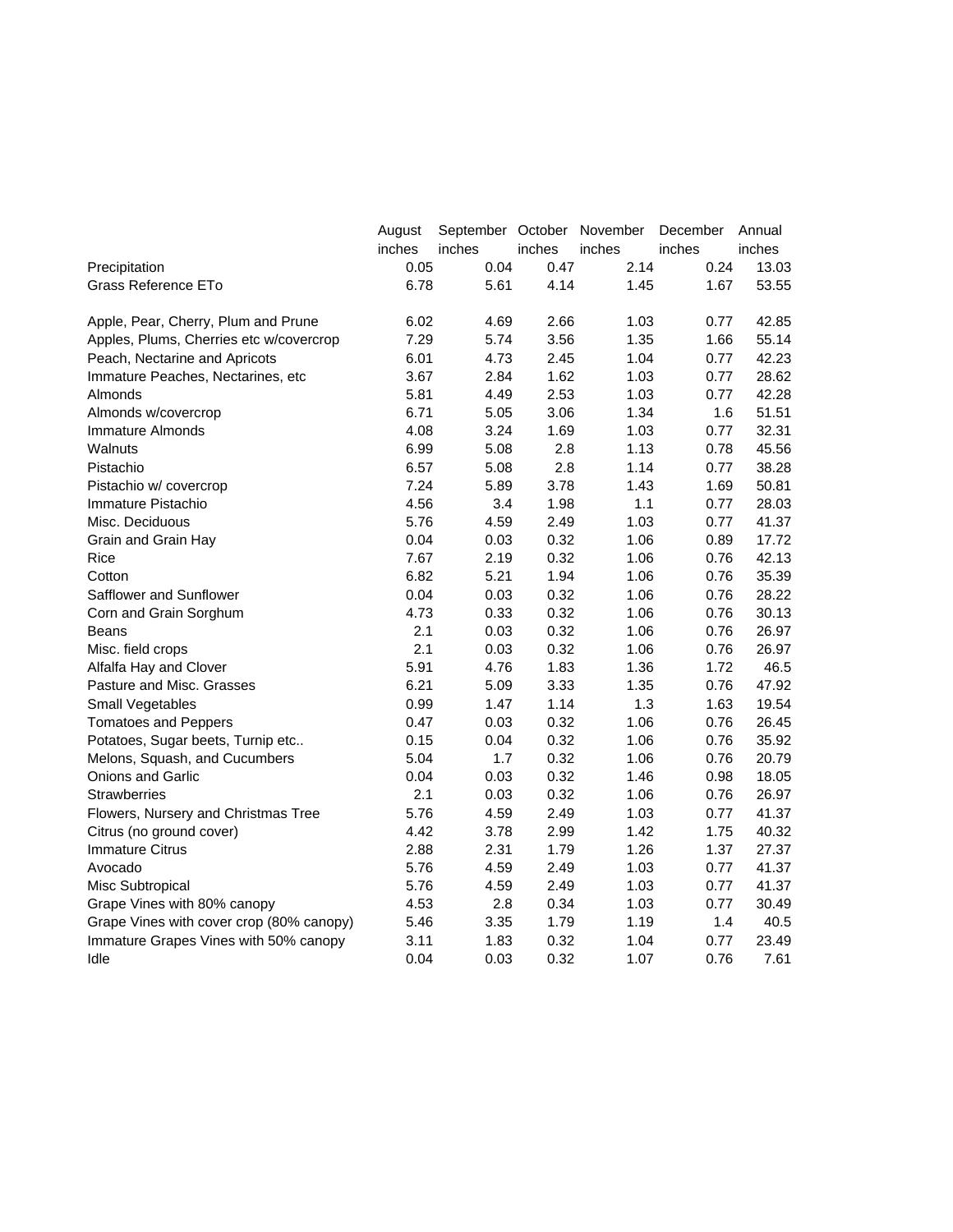| | August inches | September inches | October inches | November inches | December inches | Annual inches |
|---|---|---|---|---|---|---|
| Precipitation | 0.05 | 0.04 | 0.47 | 2.14 | 0.24 | 13.03 |
| Grass Reference ETo | 6.78 | 5.61 | 4.14 | 1.45 | 1.67 | 53.55 |
| | | | | | | |
| Apple, Pear, Cherry, Plum and Prune | 6.02 | 4.69 | 2.66 | 1.03 | 0.77 | 42.85 |
| Apples, Plums, Cherries etc w/covercrop | 7.29 | 5.74 | 3.56 | 1.35 | 1.66 | 55.14 |
| Peach, Nectarine and Apricots | 6.01 | 4.73 | 2.45 | 1.04 | 0.77 | 42.23 |
| Immature Peaches, Nectarines, etc | 3.67 | 2.84 | 1.62 | 1.03 | 0.77 | 28.62 |
| Almonds | 5.81 | 4.49 | 2.53 | 1.03 | 0.77 | 42.28 |
| Almonds w/covercrop | 6.71 | 5.05 | 3.06 | 1.34 | 1.6 | 51.51 |
| Immature Almonds | 4.08 | 3.24 | 1.69 | 1.03 | 0.77 | 32.31 |
| Walnuts | 6.99 | 5.08 | 2.8 | 1.13 | 0.78 | 45.56 |
| Pistachio | 6.57 | 5.08 | 2.8 | 1.14 | 0.77 | 38.28 |
| Pistachio w/ covercrop | 7.24 | 5.89 | 3.78 | 1.43 | 1.69 | 50.81 |
| Immature Pistachio | 4.56 | 3.4 | 1.98 | 1.1 | 0.77 | 28.03 |
| Misc. Deciduous | 5.76 | 4.59 | 2.49 | 1.03 | 0.77 | 41.37 |
| Grain and Grain Hay | 0.04 | 0.03 | 0.32 | 1.06 | 0.89 | 17.72 |
| Rice | 7.67 | 2.19 | 0.32 | 1.06 | 0.76 | 42.13 |
| Cotton | 6.82 | 5.21 | 1.94 | 1.06 | 0.76 | 35.39 |
| Safflower and Sunflower | 0.04 | 0.03 | 0.32 | 1.06 | 0.76 | 28.22 |
| Corn and Grain Sorghum | 4.73 | 0.33 | 0.32 | 1.06 | 0.76 | 30.13 |
| Beans | 2.1 | 0.03 | 0.32 | 1.06 | 0.76 | 26.97 |
| Misc. field crops | 2.1 | 0.03 | 0.32 | 1.06 | 0.76 | 26.97 |
| Alfalfa Hay and Clover | 5.91 | 4.76 | 1.83 | 1.36 | 1.72 | 46.5 |
| Pasture and Misc. Grasses | 6.21 | 5.09 | 3.33 | 1.35 | 0.76 | 47.92 |
| Small Vegetables | 0.99 | 1.47 | 1.14 | 1.3 | 1.63 | 19.54 |
| Tomatoes and Peppers | 0.47 | 0.03 | 0.32 | 1.06 | 0.76 | 26.45 |
| Potatoes, Sugar beets, Turnip etc.. | 0.15 | 0.04 | 0.32 | 1.06 | 0.76 | 35.92 |
| Melons, Squash, and Cucumbers | 5.04 | 1.7 | 0.32 | 1.06 | 0.76 | 20.79 |
| Onions and Garlic | 0.04 | 0.03 | 0.32 | 1.46 | 0.98 | 18.05 |
| Strawberries | 2.1 | 0.03 | 0.32 | 1.06 | 0.76 | 26.97 |
| Flowers, Nursery and Christmas Tree | 5.76 | 4.59 | 2.49 | 1.03 | 0.77 | 41.37 |
| Citrus (no ground cover) | 4.42 | 3.78 | 2.99 | 1.42 | 1.75 | 40.32 |
| Immature Citrus | 2.88 | 2.31 | 1.79 | 1.26 | 1.37 | 27.37 |
| Avocado | 5.76 | 4.59 | 2.49 | 1.03 | 0.77 | 41.37 |
| Misc Subtropical | 5.76 | 4.59 | 2.49 | 1.03 | 0.77 | 41.37 |
| Grape Vines with 80% canopy | 4.53 | 2.8 | 0.34 | 1.03 | 0.77 | 30.49 |
| Grape Vines with cover crop (80% canopy) | 5.46 | 3.35 | 1.79 | 1.19 | 1.4 | 40.5 |
| Immature Grapes Vines with 50% canopy | 3.11 | 1.83 | 0.32 | 1.04 | 0.77 | 23.49 |
| Idle | 0.04 | 0.03 | 0.32 | 1.07 | 0.76 | 7.61 |